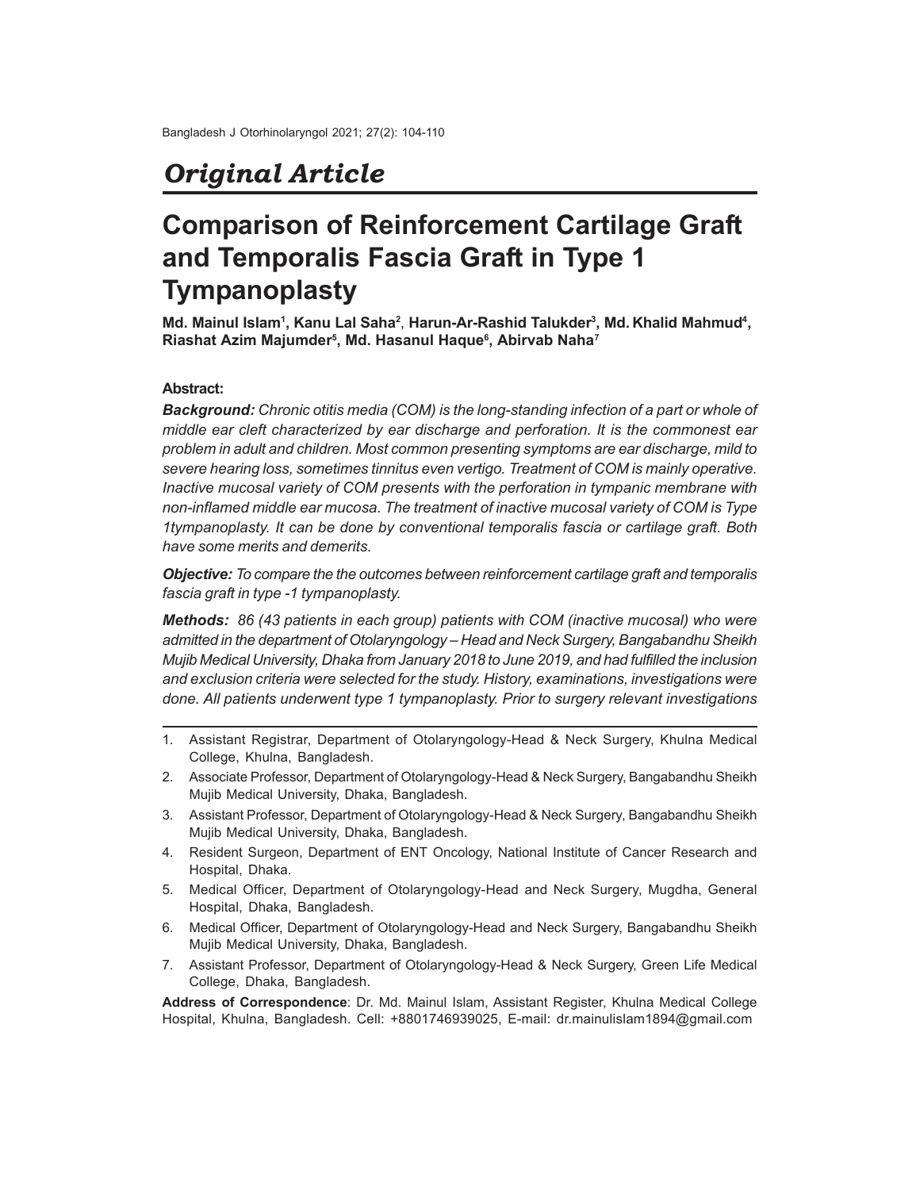*Original Article*

# Comparison of Reinforcement Cartilage Graft and Temporalis Fascia Graft in Type 1 Tympanoplasty

**Md. Mainul Islam[1], Kanu Lal Saha[2], Harun-Ar-Rashid Talukder[3], Md. Khalid Mahmud[4], Riashat Azim Majumder[5], Md. Hasanul Haque[6], Abirvab Naha[7]**

### Abstract:

***Background:*** *Chronic otitis media (COM) is the long-standing infection of a part or whole of middle ear cleft characterized by ear discharge and perforation. It is the commonest ear problem in adult and children. Most common presenting symptoms are ear discharge, mild to severe hearing loss, sometimes tinnitus even vertigo. Treatment of COM is mainly operative. Inactive mucosal variety of COM presents with the perforation in tympanic membrane with non-inflamed middle ear mucosa. The treatment of inactive mucosal variety of COM is Type 1tympanoplasty. It can be done by conventional temporalis fascia or cartilage graft. Both have some merits and demerits.*

***Objective:*** *To compare the the outcomes between reinforcement cartilage graft and temporalis fascia graft in type -1 tympanoplasty.*

***Methods:*** *86 (43 patients in each group) patients with COM (inactive mucosal) who were admitted in the department of Otolaryngology – Head and Neck Surgery, Bangabandhu Sheikh Mujib Medical University, Dhaka from January 2018 to June 2019, and had fulfilled the inclusion and exclusion criteria were selected for the study. History, examinations, investigations were done. All patients underwent type 1 tympanoplasty. Prior to surgery relevant investigations*

---

1. Assistant Registrar, Department of Otolaryngology-Head & Neck Surgery, Khulna Medical College, Khulna, Bangladesh.
2. Associate Professor, Department of Otolaryngology-Head & Neck Surgery, Bangabandhu Sheikh Mujib Medical University, Dhaka, Bangladesh.
3. Assistant Professor, Department of Otolaryngology-Head & Neck Surgery, Bangabandhu Sheikh Mujib Medical University, Dhaka, Bangladesh.
4. Resident Surgeon, Department of ENT Oncology, National Institute of Cancer Research and Hospital, Dhaka.
5. Medical Officer, Department of Otolaryngology-Head and Neck Surgery, Mugdha, General Hospital, Dhaka, Bangladesh.
6. Medical Officer, Department of Otolaryngology-Head and Neck Surgery, Bangabandhu Sheikh Mujib Medical University, Dhaka, Bangladesh.
7. Assistant Professor, Department of Otolaryngology-Head & Neck Surgery, Green Life Medical College, Dhaka, Bangladesh.

**Address of Correspondence**: Dr. Md. Mainul Islam, Assistant Register, Khulna Medical College Hospital, Khulna, Bangladesh. Cell: +8801746939025, E-mail: dr.mainulislam1894@gmail.com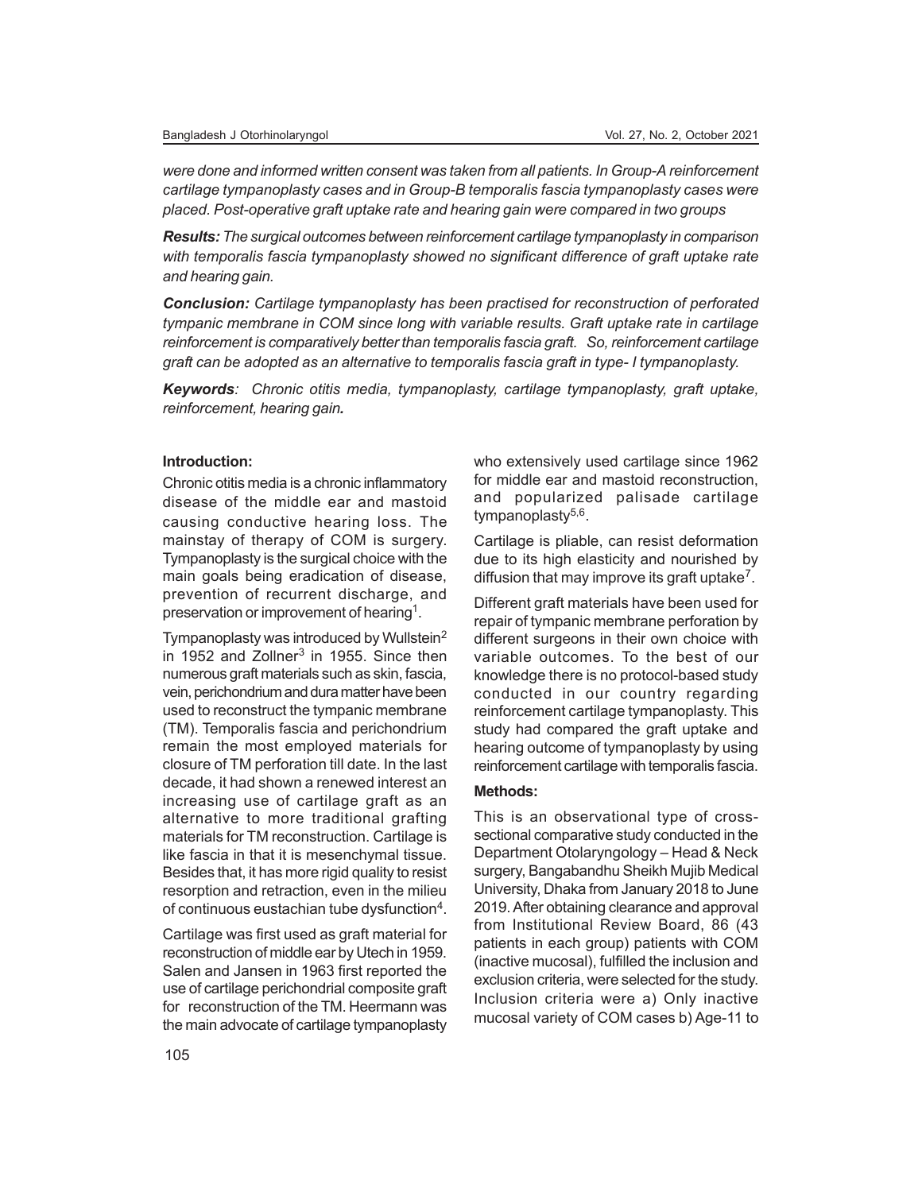*were done and informed written consent was taken from all patients. In Group-A reinforcement cartilage tympanoplasty cases and in Group-B temporalis fascia tympanoplasty cases were placed. Post-operative graft uptake rate and hearing gain were compared in two groups*

***Results:*** *The surgical outcomes between reinforcement cartilage tympanoplasty in comparison with temporalis fascia tympanoplasty showed no significant difference of graft uptake rate and hearing gain.*

***Conclusion:*** *Cartilage tympanoplasty has been practised for reconstruction of perforated tympanic membrane in COM since long with variable results. Graft uptake rate in cartilage reinforcement is comparatively better than temporalis fascia graft. So, reinforcement cartilage graft can be adopted as an alternative to temporalis fascia graft in type- I tympanoplasty.*

***Keywords****: Chronic otitis media, tympanoplasty, cartilage tympanoplasty, graft uptake, reinforcement, hearing gain.*

## Introduction:

Chronic otitis media is a chronic inflammatory disease of the middle ear and mastoid causing conductive hearing loss. The mainstay of therapy of COM is surgery. Tympanoplasty is the surgical choice with the main goals being eradication of disease, prevention of recurrent discharge, and preservation or improvement of hearing[1].

Tympanoplasty was introduced by Wullstein[2] in 1952 and Zollner[3] in 1955. Since then numerous graft materials such as skin, fascia, vein, perichondrium and dura matter have been used to reconstruct the tympanic membrane (TM). Temporalis fascia and perichondrium remain the most employed materials for closure of TM perforation till date. In the last decade, it had shown a renewed interest an increasing use of cartilage graft as an alternative to more traditional grafting materials for TM reconstruction. Cartilage is like fascia in that it is mesenchymal tissue. Besides that, it has more rigid quality to resist resorption and retraction, even in the milieu of continuous eustachian tube dysfunction[4].

Cartilage was first used as graft material for reconstruction of middle ear by Utech in 1959. Salen and Jansen in 1963 first reported the use of cartilage perichondrial composite graft for reconstruction of the TM. Heermann was the main advocate of cartilage tympanoplasty who extensively used cartilage since 1962 for middle ear and mastoid reconstruction, and popularized palisade cartilage tympanoplasty[5,6].

Cartilage is pliable, can resist deformation due to its high elasticity and nourished by diffusion that may improve its graft uptake[7].

Different graft materials have been used for repair of tympanic membrane perforation by different surgeons in their own choice with variable outcomes. To the best of our knowledge there is no protocol-based study conducted in our country regarding reinforcement cartilage tympanoplasty. This study had compared the graft uptake and hearing outcome of tympanoplasty by using reinforcement cartilage with temporalis fascia.

## Methods:

This is an observational type of cross-sectional comparative study conducted in the Department Otolaryngology – Head & Neck surgery, Bangabandhu Sheikh Mujib Medical University, Dhaka from January 2018 to June 2019. After obtaining clearance and approval from Institutional Review Board, 86 (43 patients in each group) patients with COM (inactive mucosal), fulfilled the inclusion and exclusion criteria, were selected for the study. Inclusion criteria were a) Only inactive mucosal variety of COM cases b) Age-11 to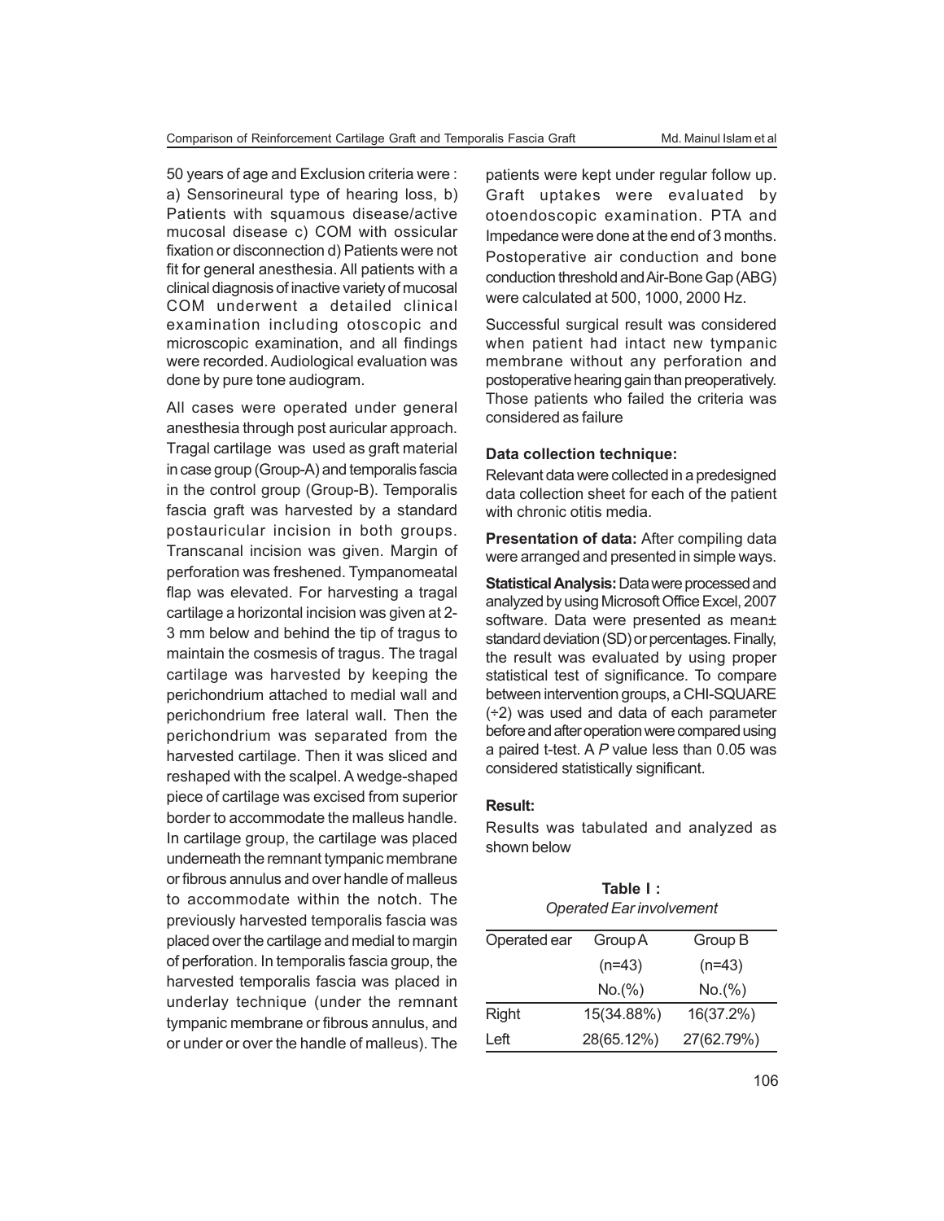50 years of age and Exclusion criteria were : a) Sensorineural type of hearing loss, b) Patients with squamous disease/active mucosal disease c) COM with ossicular fixation or disconnection d) Patients were not fit for general anesthesia. All patients with a clinical diagnosis of inactive variety of mucosal COM underwent a detailed clinical examination including otoscopic and microscopic examination, and all findings were recorded. Audiological evaluation was done by pure tone audiogram.

All cases were operated under general anesthesia through post auricular approach. Tragal cartilage was used as graft material in case group (Group-A) and temporalis fascia in the control group (Group-B). Temporalis fascia graft was harvested by a standard postauricular incision in both groups. Transcanal incision was given. Margin of perforation was freshened. Tympanomeatal flap was elevated. For harvesting a tragal cartilage a horizontal incision was given at 2-3 mm below and behind the tip of tragus to maintain the cosmesis of tragus. The tragal cartilage was harvested by keeping the perichondrium attached to medial wall and perichondrium free lateral wall. Then the perichondrium was separated from the harvested cartilage. Then it was sliced and reshaped with the scalpel. A wedge-shaped piece of cartilage was excised from superior border to accommodate the malleus handle. In cartilage group, the cartilage was placed underneath the remnant tympanic membrane or fibrous annulus and over handle of malleus to accommodate within the notch. The previously harvested temporalis fascia was placed over the cartilage and medial to margin of perforation. In temporalis fascia group, the harvested temporalis fascia was placed in underlay technique (under the remnant tympanic membrane or fibrous annulus, and or under or over the handle of malleus). The patients were kept under regular follow up. Graft uptakes were evaluated by otoendoscopic examination. PTA and Impedance were done at the end of 3 months. Postoperative air conduction and bone conduction threshold and Air-Bone Gap (ABG) were calculated at 500, 1000, 2000 Hz.

Successful surgical result was considered when patient had intact new tympanic membrane without any perforation and postoperative hearing gain than preoperatively. Those patients who failed the criteria was considered as failure

**Data collection technique:**

Relevant data were collected in a predesigned data collection sheet for each of the patient with chronic otitis media.

**Presentation of data:** After compiling data were arranged and presented in simple ways.

**Statistical Analysis:** Data were processed and analyzed by using Microsoft Office Excel, 2007 software. Data were presented as mean± standard deviation (SD) or percentages. Finally, the result was evaluated by using proper statistical test of significance. To compare between intervention groups, a CHI-SQUARE (÷2) was used and data of each parameter before and after operation were compared using a paired t-test. A *P* value less than 0.05 was considered statistically significant.

**Result:**

Results was tabulated and analyzed as shown below

**Table I :**
*Operated Ear involvement*

| Operated ear | Group A (n=43) No.(%) | Group B (n=43) No.(%) |
|---|---|---|
| Right | 15(34.88%) | 16(37.2%) |
| Left | 28(65.12%) | 27(62.79%) |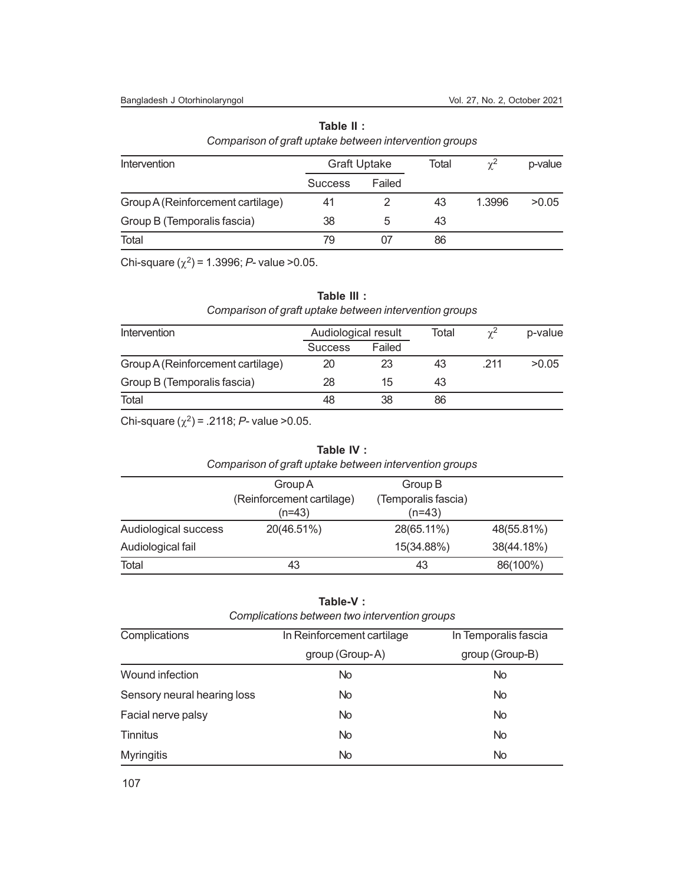**Table II :**
*Comparison of graft uptake between intervention groups*

| Intervention | Graft Uptake | | Total | $\chi^2$ | p-value |
|---|---|---|---|---|---|
| | Success | Failed | | | |
| Group A (Reinforcement cartilage) | 41 | 2 | 43 | 1.3996 | >0.05 |
| Group B (Temporalis fascia) | 38 | 5 | 43 | | |
| Total | 79 | 07 | 86 | | |

Chi-square ($\chi^2$) = 1.3996; *P*- value >0.05.

**Table III :**
*Comparison of graft uptake between intervention groups*

| Intervention | Audiological result | | Total | $\chi^2$ | p-value |
|---|---|---|---|---|---|
| | Success | Failed | | | |
| Group A (Reinforcement cartilage) | 20 | 23 | 43 | .211 | >0.05 |
| Group B (Temporalis fascia) | 28 | 15 | 43 | | |
| Total | 48 | 38 | 86 | | |

Chi-square ($\chi^2$) = .2118; *P*- value >0.05.

**Table IV :**
*Comparison of graft uptake between intervention groups*

| | Group A (Reinforcement cartilage) (n=43) | Group B (Temporalis fascia) (n=43) | |
|---|---|---|---|
| Audiological success | 20(46.51%) | 28(65.11%) | 48(55.81%) |
| Audiological fail | | 15(34.88%) | 38(44.18%) |
| Total | 43 | 43 | 86(100%) |

**Table-V :**
*Complications between two intervention groups*

| Complications | In Reinforcement cartilage group (Group-A) | In Temporalis fascia group (Group-B) |
|---|---|---|
| Wound infection | No | No |
| Sensory neural hearing loss | No | No |
| Facial nerve palsy | No | No |
| Tinnitus | No | No |
| Myringitis | No | No |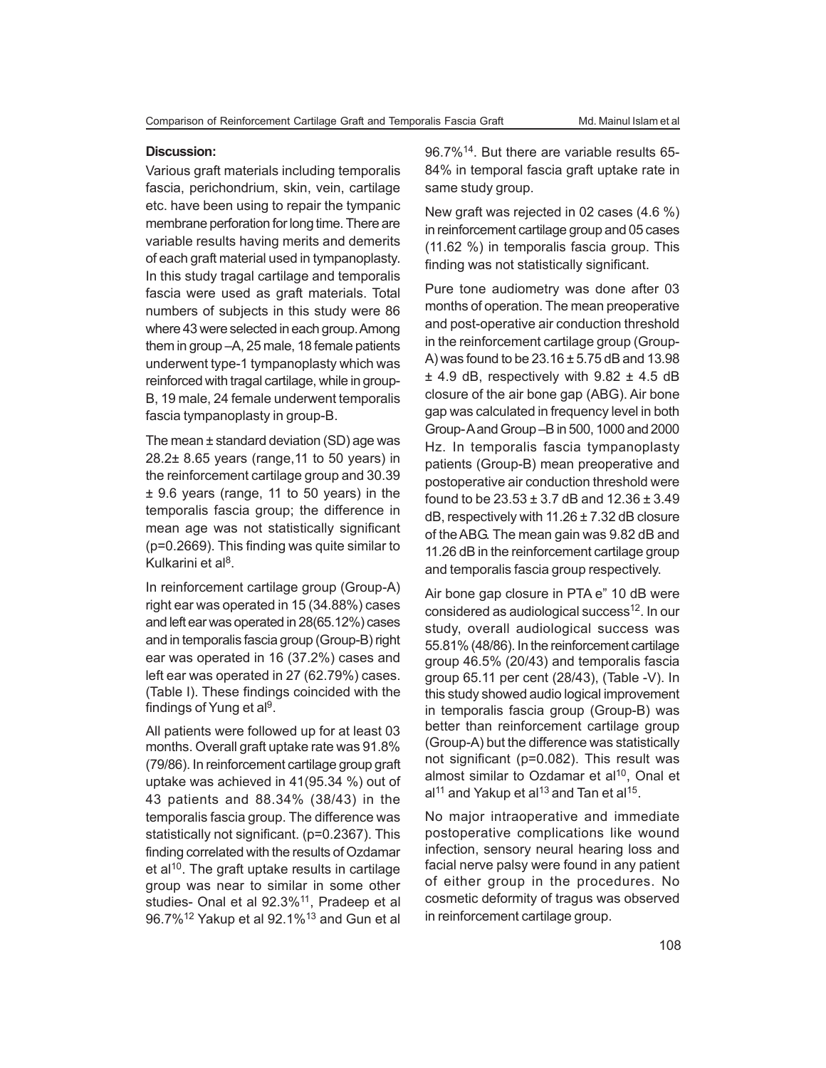## Discussion:

Various graft materials including temporalis fascia, perichondrium, skin, vein, cartilage etc. have been using to repair the tympanic membrane perforation for long time. There are variable results having merits and demerits of each graft material used in tympanoplasty. In this study tragal cartilage and temporalis fascia were used as graft materials. Total numbers of subjects in this study were 86 where 43 were selected in each group. Among them in group –A, 25 male, 18 female patients underwent type-1 tympanoplasty which was reinforced with tragal cartilage, while in group-B, 19 male, 24 female underwent temporalis fascia tympanoplasty in group-B.

The mean ± standard deviation (SD) age was 28.2± 8.65 years (range,11 to 50 years) in the reinforcement cartilage group and 30.39 ± 9.6 years (range, 11 to 50 years) in the temporalis fascia group; the difference in mean age was not statistically significant (p=0.2669). This finding was quite similar to Kulkarini et al[8].

In reinforcement cartilage group (Group-A) right ear was operated in 15 (34.88%) cases and left ear was operated in 28(65.12%) cases and in temporalis fascia group (Group-B) right ear was operated in 16 (37.2%) cases and left ear was operated in 27 (62.79%) cases. (Table I). These findings coincided with the findings of Yung et al[9].

All patients were followed up for at least 03 months. Overall graft uptake rate was 91.8% (79/86). In reinforcement cartilage group graft uptake was achieved in 41(95.34 %) out of 43 patients and 88.34% (38/43) in the temporalis fascia group. The difference was statistically not significant. (p=0.2367). This finding correlated with the results of Ozdamar et al[10]. The graft uptake results in cartilage group was near to similar in some other studies- Onal et al 92.3%[11], Pradeep et al 96.7%[12] Yakup et al 92.1%[13] and Gun et al 96.7%[14]. But there are variable results 65-84% in temporal fascia graft uptake rate in same study group.

New graft was rejected in 02 cases (4.6 %) in reinforcement cartilage group and 05 cases (11.62 %) in temporalis fascia group. This finding was not statistically significant.

Pure tone audiometry was done after 03 months of operation. The mean preoperative and post-operative air conduction threshold in the reinforcement cartilage group (Group-A) was found to be 23.16 ± 5.75 dB and 13.98 ± 4.9 dB, respectively with 9.82 ± 4.5 dB closure of the air bone gap (ABG). Air bone gap was calculated in frequency level in both Group-A and Group –B in 500, 1000 and 2000 Hz. In temporalis fascia tympanoplasty patients (Group-B) mean preoperative and postoperative air conduction threshold were found to be 23.53 ± 3.7 dB and 12.36 ± 3.49 dB, respectively with 11.26 ± 7.32 dB closure of the ABG. The mean gain was 9.82 dB and 11.26 dB in the reinforcement cartilage group and temporalis fascia group respectively.

Air bone gap closure in PTA e" 10 dB were considered as audiological success[12]. In our study, overall audiological success was 55.81% (48/86). In the reinforcement cartilage group 46.5% (20/43) and temporalis fascia group 65.11 per cent (28/43), (Table -V). In this study showed audio logical improvement in temporalis fascia group (Group-B) was better than reinforcement cartilage group (Group-A) but the difference was statistically not significant (p=0.082). This result was almost similar to Ozdamar et al[10], Onal et al[11] and Yakup et al[13] and Tan et al[15].

No major intraoperative and immediate postoperative complications like wound infection, sensory neural hearing loss and facial nerve palsy were found in any patient of either group in the procedures. No cosmetic deformity of tragus was observed in reinforcement cartilage group.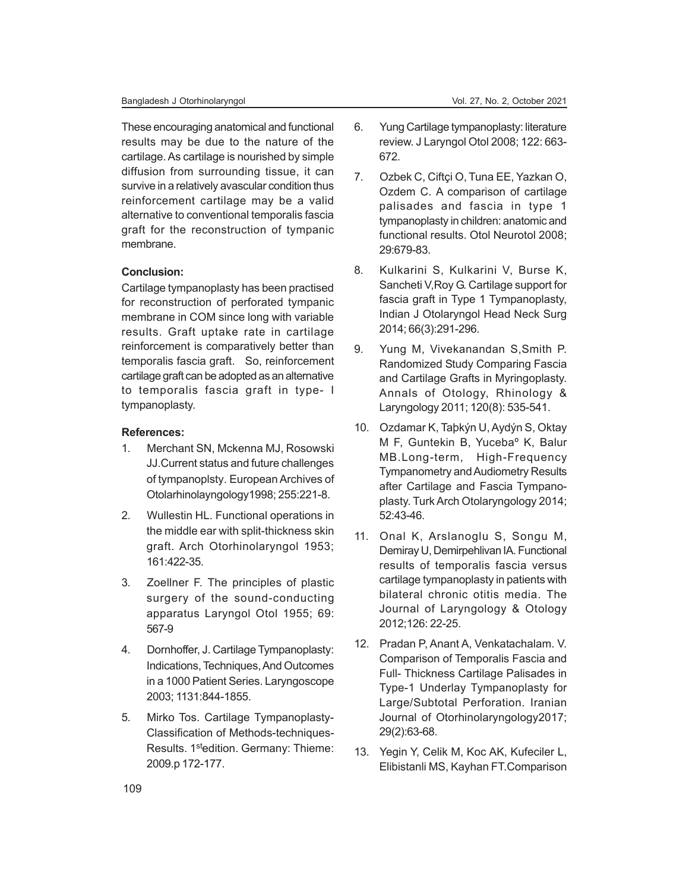These encouraging anatomical and functional results may be due to the nature of the cartilage. As cartilage is nourished by simple diffusion from surrounding tissue, it can survive in a relatively avascular condition thus reinforcement cartilage may be a valid alternative to conventional temporalis fascia graft for the reconstruction of tympanic membrane.

**Conclusion:**

Cartilage tympanoplasty has been practised for reconstruction of perforated tympanic membrane in COM since long with variable results. Graft uptake rate in cartilage reinforcement is comparatively better than temporalis fascia graft. So, reinforcement cartilage graft can be adopted as an alternative to temporalis fascia graft in type- I tympanoplasty.

**References:**

1. Merchant SN, Mckenna MJ, Rosowski JJ.Current status and future challenges of tympanoplsty. European Archives of Otolarhinolayngology1998; 255:221-8.
2. Wullestin HL. Functional operations in the middle ear with split-thickness skin graft. Arch Otorhinolaryngol 1953; 161:422-35.
3. Zoellner F. The principles of plastic surgery of the sound-conducting apparatus Laryngol Otol 1955; 69: 567-9
4. Dornhoffer, J. Cartilage Tympanoplasty: Indications, Techniques, And Outcomes in a 1000 Patient Series. Laryngoscope 2003; 1131:844-1855.
5. Mirko Tos. Cartilage Tympanoplasty-Classification of Methods-techniques-Results. 1stedition. Germany: Thieme: 2009.p 172-177.
6. Yung Cartilage tympanoplasty: literature review. J Laryngol Otol 2008; 122: 663-672.
7. Ozbek C, Ciftçi O, Tuna EE, Yazkan O, Ozdem C. A comparison of cartilage palisades and fascia in type 1 tympanoplasty in children: anatomic and functional results. Otol Neurotol 2008; 29:679-83.
8. Kulkarini S, Kulkarini V, Burse K, Sancheti V,Roy G. Cartilage support for fascia graft in Type 1 Tympanoplasty, Indian J Otolaryngol Head Neck Surg 2014; 66(3):291-296.
9. Yung M, Vivekanandan S,Smith P. Randomized Study Comparing Fascia and Cartilage Grafts in Myringoplasty. Annals of Otology, Rhinology & Laryngology 2011; 120(8): 535-541.
10. Ozdamar K, Taþkýn U, Aydýn S, Oktay M F, Guntekin B, Yucebaº K, Balur MB.Long-term, High-Frequency Tympanometry and Audiometry Results after Cartilage and Fascia Tympanoplasty. Turk Arch Otolaryngology 2014; 52:43-46.
11. Onal K, Arslanoglu S, Songu M, Demiray U, Demirpehlivan IA. Functional results of temporalis fascia versus cartilage tympanoplasty in patients with bilateral chronic otitis media. The Journal of Laryngology & Otology 2012;126: 22-25.
12. Pradan P, Anant A, Venkatachalam. V. Comparison of Temporalis Fascia and Full- Thickness Cartilage Palisades in Type-1 Underlay Tympanoplasty for Large/Subtotal Perforation. Iranian Journal of Otorhinolaryngology2017; 29(2):63-68.
13. Yegin Y, Celik M, Koc AK, Kufeciler L, Elibistanli MS, Kayhan FT.Comparison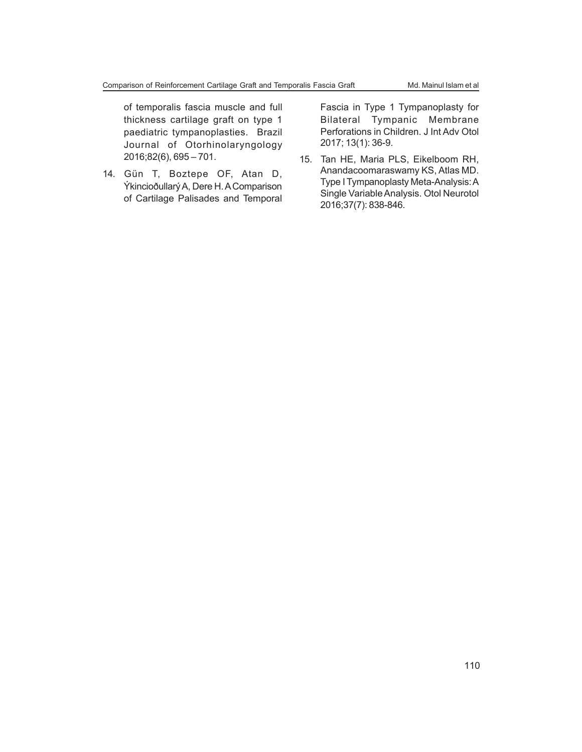of temporalis fascia muscle and full thickness cartilage graft on type 1 paediatric tympanoplasties. Brazil Journal of Otorhinolaryngology 2016;82(6), 695 – 701.

14. Gün T, Boztepe OF, Atan D, Ýkincioðullarý A, Dere H. A Comparison of Cartilage Palisades and Temporal Fascia in Type 1 Tympanoplasty for Bilateral Tympanic Membrane Perforations in Children. J Int Adv Otol 2017; 13(1): 36-9.

15. Tan HE, Maria PLS, Eikelboom RH, Anandacoomaraswamy KS, Atlas MD. Type I Tympanoplasty Meta-Analysis: A Single Variable Analysis. Otol Neurotol 2016;37(7): 838-846.